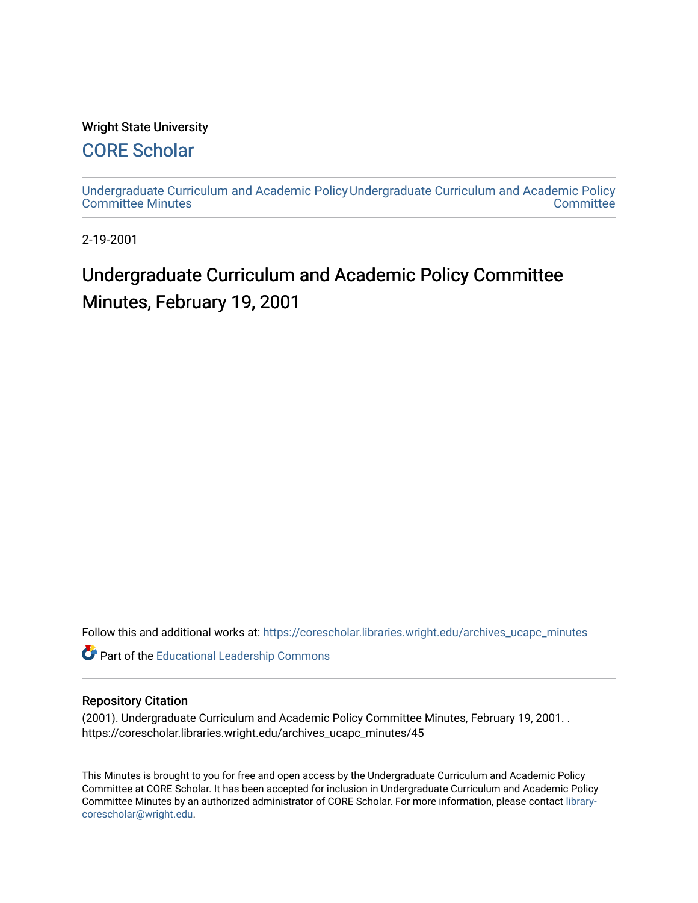Wright State University

## CORE Scholar

Undergraduate Curriculum and Academic Policy Committee Minutes

Undergraduate Curriculum and Academic Policy Committee

2-19-2001

# Undergraduate Curriculum and Academic Policy Committee Minutes, February 19, 2001

Follow this and additional works at: https://corescholar.libraries.wright.edu/archives_ucapc_minutes

Part of the Educational Leadership Commons

### Repository Citation

(2001). Undergraduate Curriculum and Academic Policy Committee Minutes, February 19, 2001. . https://corescholar.libraries.wright.edu/archives_ucapc_minutes/45

This Minutes is brought to you for free and open access by the Undergraduate Curriculum and Academic Policy Committee at CORE Scholar. It has been accepted for inclusion in Undergraduate Curriculum and Academic Policy Committee Minutes by an authorized administrator of CORE Scholar. For more information, please contact library-corescholar@wright.edu.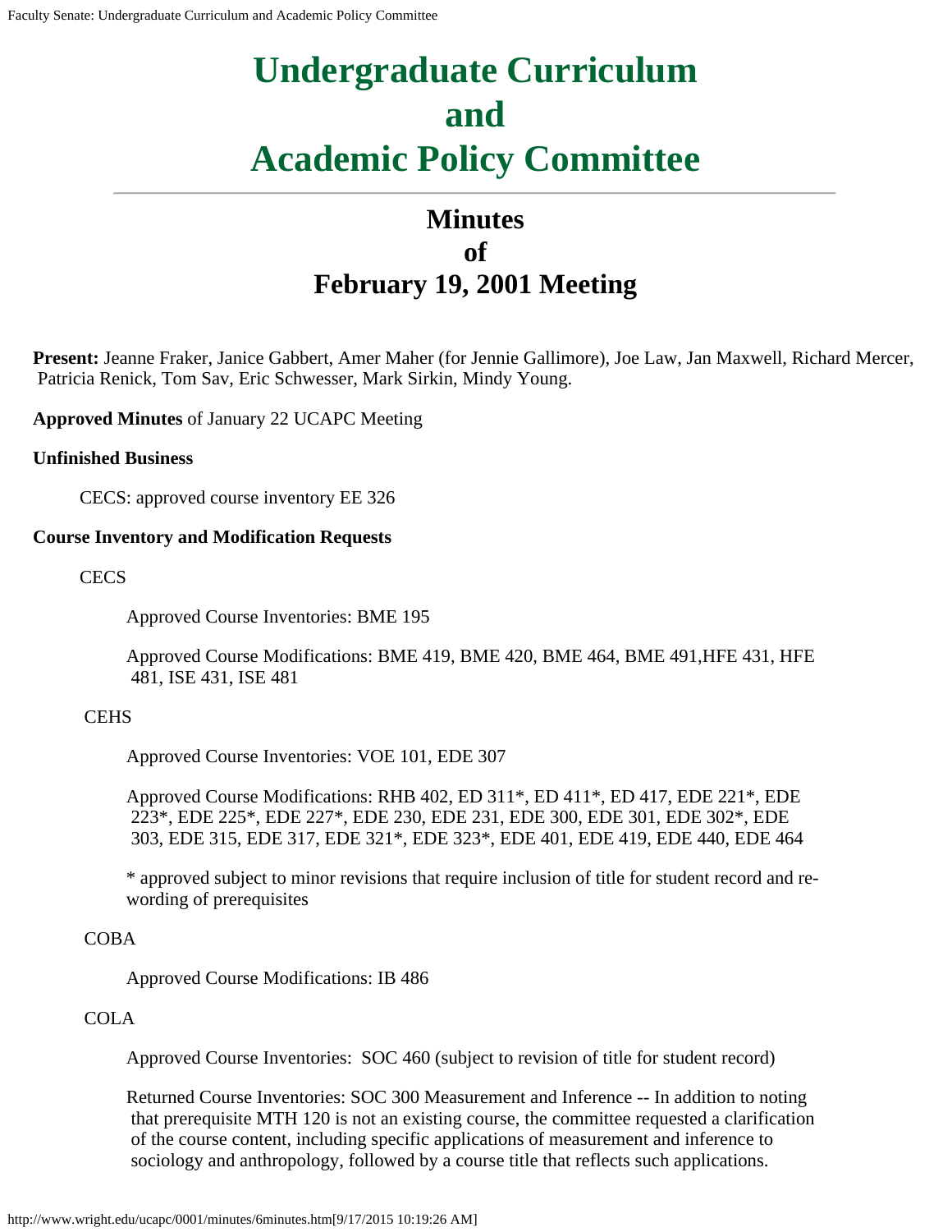# Undergraduate Curriculum and Academic Policy Committee

## Minutes of February 19, 2001 Meeting

**Present:** Jeanne Fraker, Janice Gabbert, Amer Maher (for Jennie Gallimore), Joe Law, Jan Maxwell, Richard Mercer, Patricia Renick, Tom Sav, Eric Schwesser, Mark Sirkin, Mindy Young.

**Approved Minutes** of January 22 UCAPC Meeting

**Unfinished Business**

CECS: approved course inventory EE 326

**Course Inventory and Modification Requests**

CECS

Approved Course Inventories: BME 195

Approved Course Modifications: BME 419, BME 420, BME 464, BME 491,HFE 431, HFE 481, ISE 431, ISE 481

CEHS

Approved Course Inventories: VOE 101, EDE 307

Approved Course Modifications: RHB 402, ED 311*, ED 411*, ED 417, EDE 221*, EDE 223*, EDE 225*, EDE 227*, EDE 230, EDE 231, EDE 300, EDE 301, EDE 302*, EDE 303, EDE 315, EDE 317, EDE 321*, EDE 323*, EDE 401, EDE 419, EDE 440, EDE 464

* approved subject to minor revisions that require inclusion of title for student record and re-wording of prerequisites

COBA

Approved Course Modifications: IB 486

COLA

Approved Course Inventories: SOC 460 (subject to revision of title for student record)

Returned Course Inventories: SOC 300 Measurement and Inference -- In addition to noting that prerequisite MTH 120 is not an existing course, the committee requested a clarification of the course content, including specific applications of measurement and inference to sociology and anthropology, followed by a course title that reflects such applications.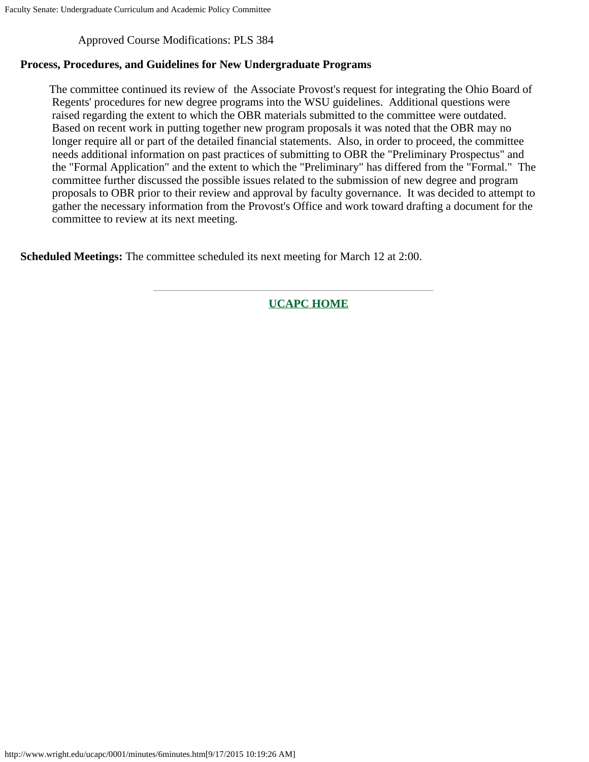Approved Course Modifications: PLS 384

**Process, Procedures, and Guidelines for New Undergraduate Programs**

The committee continued its review of the Associate Provost's request for integrating the Ohio Board of Regents' procedures for new degree programs into the WSU guidelines. Additional questions were raised regarding the extent to which the OBR materials submitted to the committee were outdated. Based on recent work in putting together new program proposals it was noted that the OBR may no longer require all or part of the detailed financial statements. Also, in order to proceed, the committee needs additional information on past practices of submitting to OBR the "Preliminary Prospectus" and the "Formal Application" and the extent to which the "Preliminary" has differed from the "Formal." The committee further discussed the possible issues related to the submission of new degree and program proposals to OBR prior to their review and approval by faculty governance. It was decided to attempt to gather the necessary information from the Provost's Office and work toward drafting a document for the committee to review at its next meeting.

**Scheduled Meetings:** The committee scheduled its next meeting for March 12 at 2:00.

---

**UCAPC HOME**